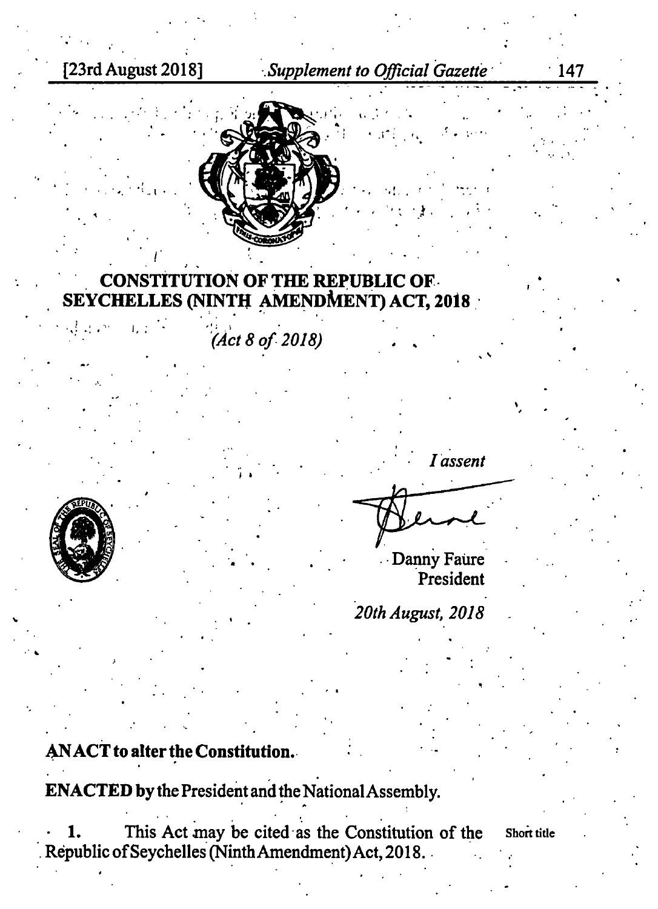# CONSTITUTION OF THE REPUBLIC OF SEYCHELLES (NINTH AMENDMENT) ACT, 2018

*(Act 8 of 2018)*

*I assent*

Danny Faure
President

*20th August, 2018*

**AN ACT to alter the Constitution.**

**ENACTED** by the President and the National Assembly.

**1.** This Act may be cited as the Constitution of the Republic of Seychelles (Ninth Amendment) Act, 2018. Short title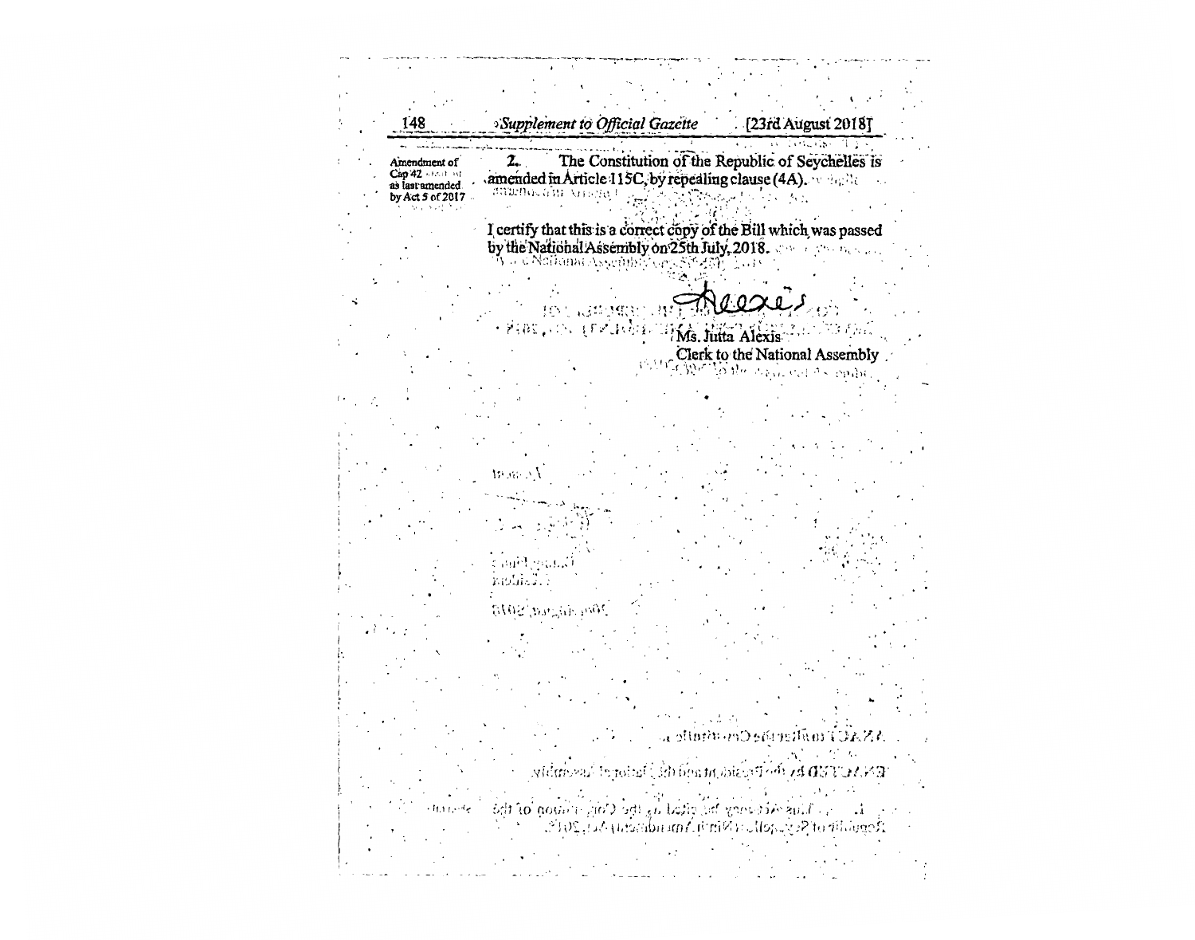Amendment of Cap 42 as last amended by Act 5 of 2017

2. The Constitution of the Republic of Seychelles is amended in Article 115C, by repealing clause (4A).

I certify that this is a correct copy of the Bill which was passed by the National Assembly on 25th July, 2018.

Ms. Jutta Alexis
Clerk to the National Assembly